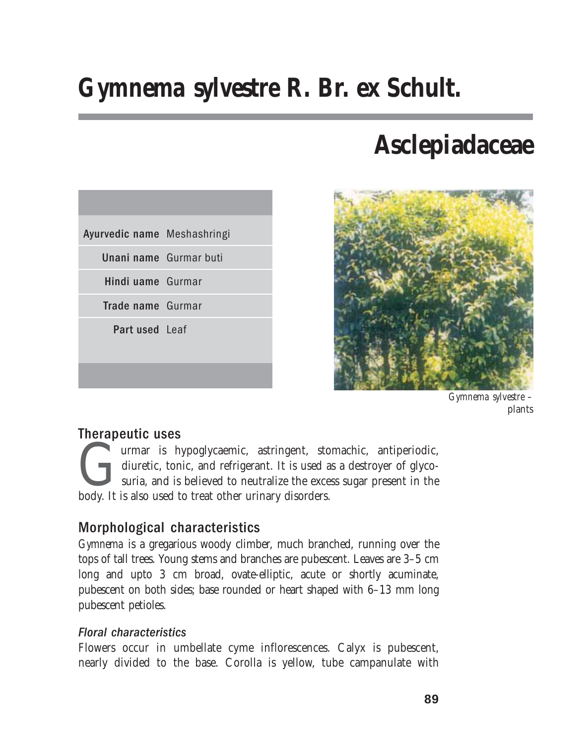# Gymnema sylvestre R. Br. ex Schult.

## Asclepiadaceae

| | |
|---|---|
| **Ayurvedic name** | Meshashringi |
| **Unani name** | Gurmar buti |
| **Hindi uame** | Gurmar |
| **Trade name** | Gurmar |
| **Part used** | Leaf |

*Gymnema sylvestre* – plants

### Therapeutic uses

Gurmar is hypoglycaemic, astringent, stomachic, antiperiodic, diuretic, tonic, and refrigerant. It is used as a destroyer of glycosuria, and is believed to neutralize the excess sugar present in the body. It is also used to treat other urinary disorders.

### Morphological characteristics

*Gymnema* is a gregarious woody climber, much branched, running over the tops of tall trees. Young stems and branches are pubescent. Leaves are 3–5 cm long and upto 3 cm broad, ovate-elliptic, acute or shortly acuminate, pubescent on both sides; base rounded or heart shaped with 6–13 mm long pubescent petioles.

#### *Floral characteristics*

Flowers occur in umbellate cyme inflorescences. Calyx is pubescent, nearly divided to the base. Corolla is yellow, tube campanulate with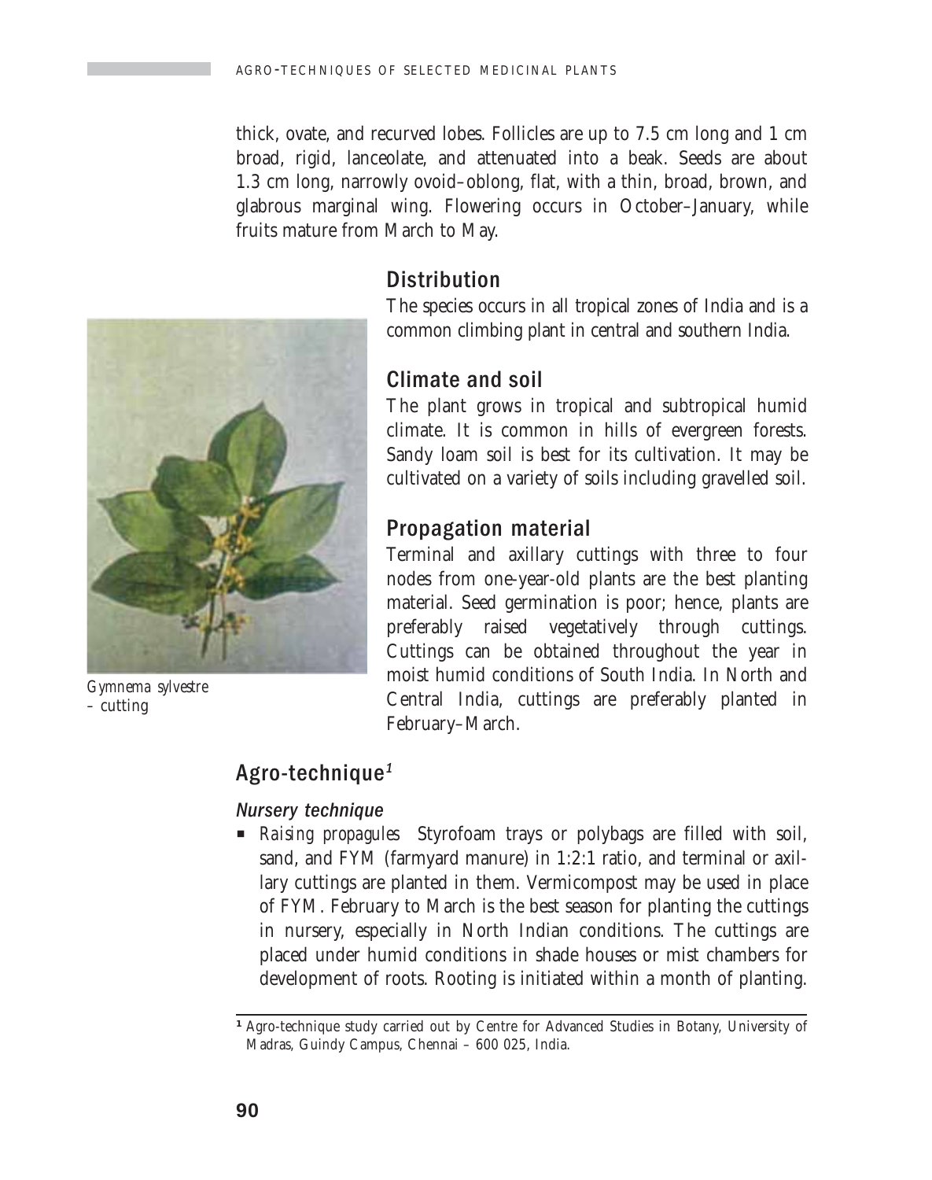thick, ovate, and recurved lobes. Follicles are up to 7.5 cm long and 1 cm broad, rigid, lanceolate, and attenuated into a beak. Seeds are about 1.3 cm long, narrowly ovoid–oblong, flat, with a thin, broad, brown, and glabrous marginal wing. Flowering occurs in October–January, while fruits mature from March to May.

## Distribution

The species occurs in all tropical zones of India and is a common climbing plant in central and southern India.

*Gymnema sylvestre* – cutting

## Climate and soil

The plant grows in tropical and subtropical humid climate. It is common in hills of evergreen forests. Sandy loam soil is best for its cultivation. It may be cultivated on a variety of soils including gravelled soil.

## Propagation material

Terminal and axillary cuttings with three to four nodes from one-year-old plants are the best planting material. Seed germination is poor; hence, plants are preferably raised vegetatively through cuttings. Cuttings can be obtained throughout the year in moist humid conditions of South India. In North and Central India, cuttings are preferably planted in February–March.

## Agro-technique[1]

### *Nursery technique*

- *Raising propagules* Styrofoam trays or polybags are filled with soil, sand, and FYM (farmyard manure) in 1:2:1 ratio, and terminal or axillary cuttings are planted in them. Vermicompost may be used in place of FYM. February to March is the best season for planting the cuttings in nursery, especially in North Indian conditions. The cuttings are placed under humid conditions in shade houses or mist chambers for development of roots. Rooting is initiated within a month of planting.

[1] Agro-technique study carried out by Centre for Advanced Studies in Botany, University of Madras, Guindy Campus, Chennai – 600 025, India.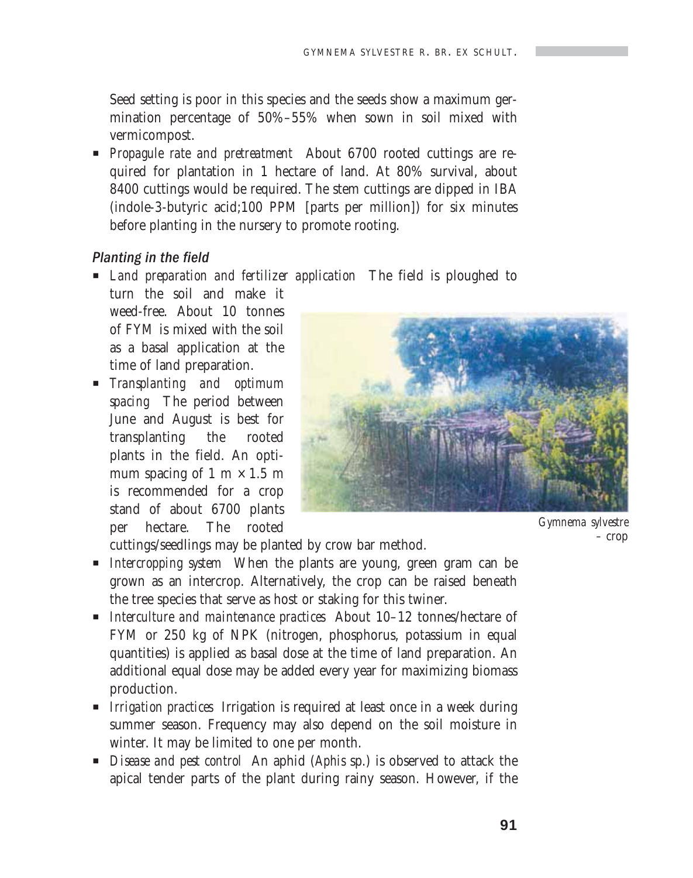Seed setting is poor in this species and the seeds show a maximum germination percentage of 50%–55% when sown in soil mixed with vermicompost.

- *Propagule rate and pretreatment* About 6700 rooted cuttings are required for plantation in 1 hectare of land. At 80% survival, about 8400 cuttings would be required. The stem cuttings are dipped in IBA (indole-3-butyric acid;100 PPM [parts per million]) for six minutes before planting in the nursery to promote rooting.

### Planting in the field

- *Land preparation and fertilizer application* The field is ploughed to turn the soil and make it weed-free. About 10 tonnes of FYM is mixed with the soil as a basal application at the time of land preparation.
- *Transplanting and optimum spacing* The period between June and August is best for transplanting the rooted plants in the field. An optimum spacing of 1 m × 1.5 m is recommended for a crop stand of about 6700 plants per hectare. The rooted cuttings/seedlings may be planted by crow bar method.

*Gymnema sylvestre* – crop

- *Intercropping system* When the plants are young, green gram can be grown as an intercrop. Alternatively, the crop can be raised beneath the tree species that serve as host or staking for this twiner.
- *Interculture and maintenance practices* About 10–12 tonnes/hectare of FYM or 250 kg of NPK (nitrogen, phosphorus, potassium in equal quantities) is applied as basal dose at the time of land preparation. An additional equal dose may be added every year for maximizing biomass production.
- *Irrigation practices* Irrigation is required at least once in a week during summer season. Frequency may also depend on the soil moisture in winter. It may be limited to one per month.
- *Disease and pest control* An aphid (*Aphis* sp.) is observed to attack the apical tender parts of the plant during rainy season. However, if the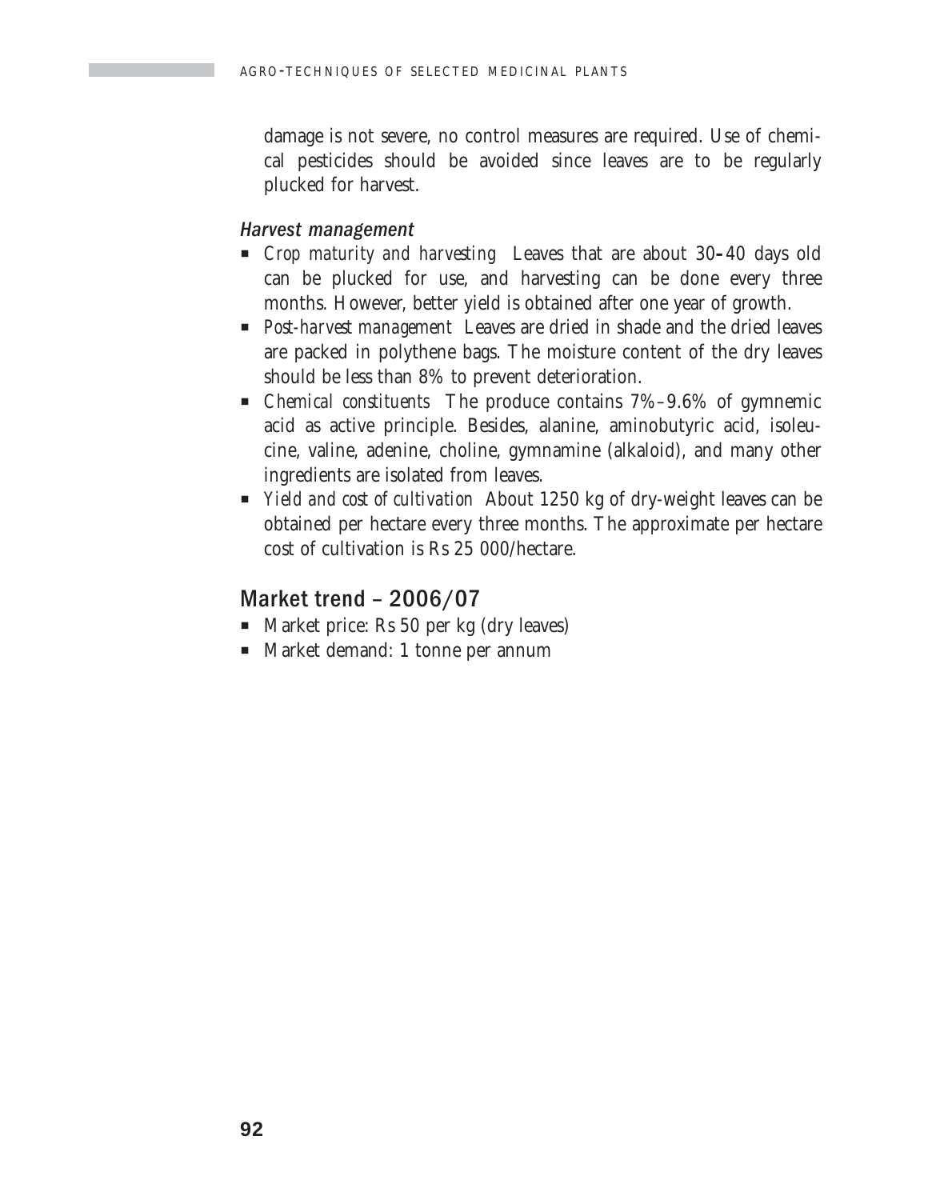damage is not severe, no control measures are required. Use of chemical pesticides should be avoided since leaves are to be regularly plucked for harvest.

### *Harvest management*

- *Crop maturity and harvesting* Leaves that are about 30–40 days old can be plucked for use, and harvesting can be done every three months. However, better yield is obtained after one year of growth.
- *Post-harvest management* Leaves are dried in shade and the dried leaves are packed in polythene bags. The moisture content of the dry leaves should be less than 8% to prevent deterioration.
- *Chemical constituents* The produce contains 7%–9.6% of gymnemic acid as active principle. Besides, alanine, aminobutyric acid, isoleucine, valine, adenine, choline, gymnamine (alkaloid), and many other ingredients are isolated from leaves.
- *Yield and cost of cultivation* About 1250 kg of dry-weight leaves can be obtained per hectare every three months. The approximate per hectare cost of cultivation is Rs 25 000/hectare.

## Market trend – 2006/07

- Market price: Rs 50 per kg (dry leaves)
- Market demand: 1 tonne per annum